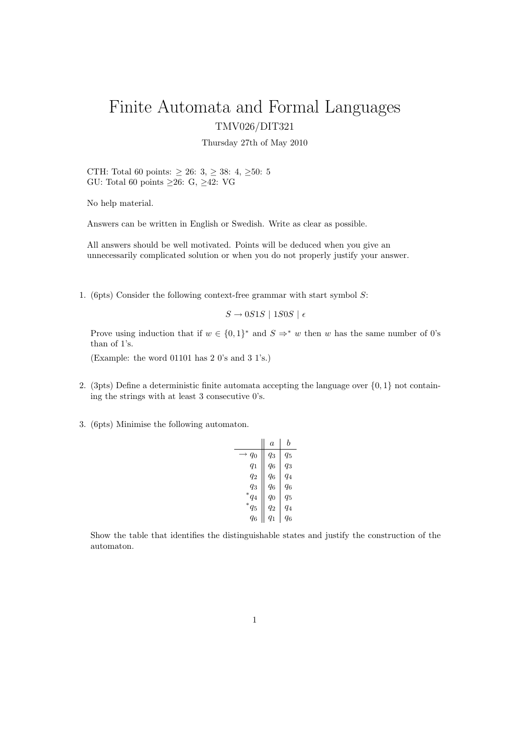# Finite Automata and Formal Languages

TMV026/DIT321

Thursday 27th of May 2010

CTH: Total 60 points: $\geq$ 26: 3, $\geq$ 38: 4, $\geq$50: 5
GU: Total 60 points $\geq$26: G, $\geq$42: VG

No help material.

Answers can be written in English or Swedish. Write as clear as possible.

All answers should be well motivated. Points will be deduced when you give an unnecessarily complicated solution or when you do not properly justify your answer.

1. (6pts) Consider the following context-free grammar with start symbol $S$:

$$S \rightarrow 0S1S \mid 1S0S \mid \epsilon$$

Prove using induction that if $w \in \{0,1\}^*$ and $S \Rightarrow^* w$ then $w$ has the same number of 0's than of 1's.

(Example: the word 01101 has 2 0's and 3 1's.)

2. (3pts) Define a deterministic finite automata accepting the language over $\{0,1\}$ not containing the strings with at least 3 consecutive 0's.

3. (6pts) Minimise the following automaton.

| | $a$ | $b$ |
|---|---|---|
| $\rightarrow q_0$ | $q_3$ | $q_5$ |
| $q_1$ | $q_6$ | $q_3$ |
| $q_2$ | $q_6$ | $q_4$ |
| $q_3$ | $q_6$ | $q_6$ |
| $^*q_4$ | $q_0$ | $q_5$ |
| $^*q_5$ | $q_2$ | $q_4$ |
| $q_6$ | $q_1$ | $q_6$ |

Show the table that identifies the distinguishable states and justify the construction of the automaton.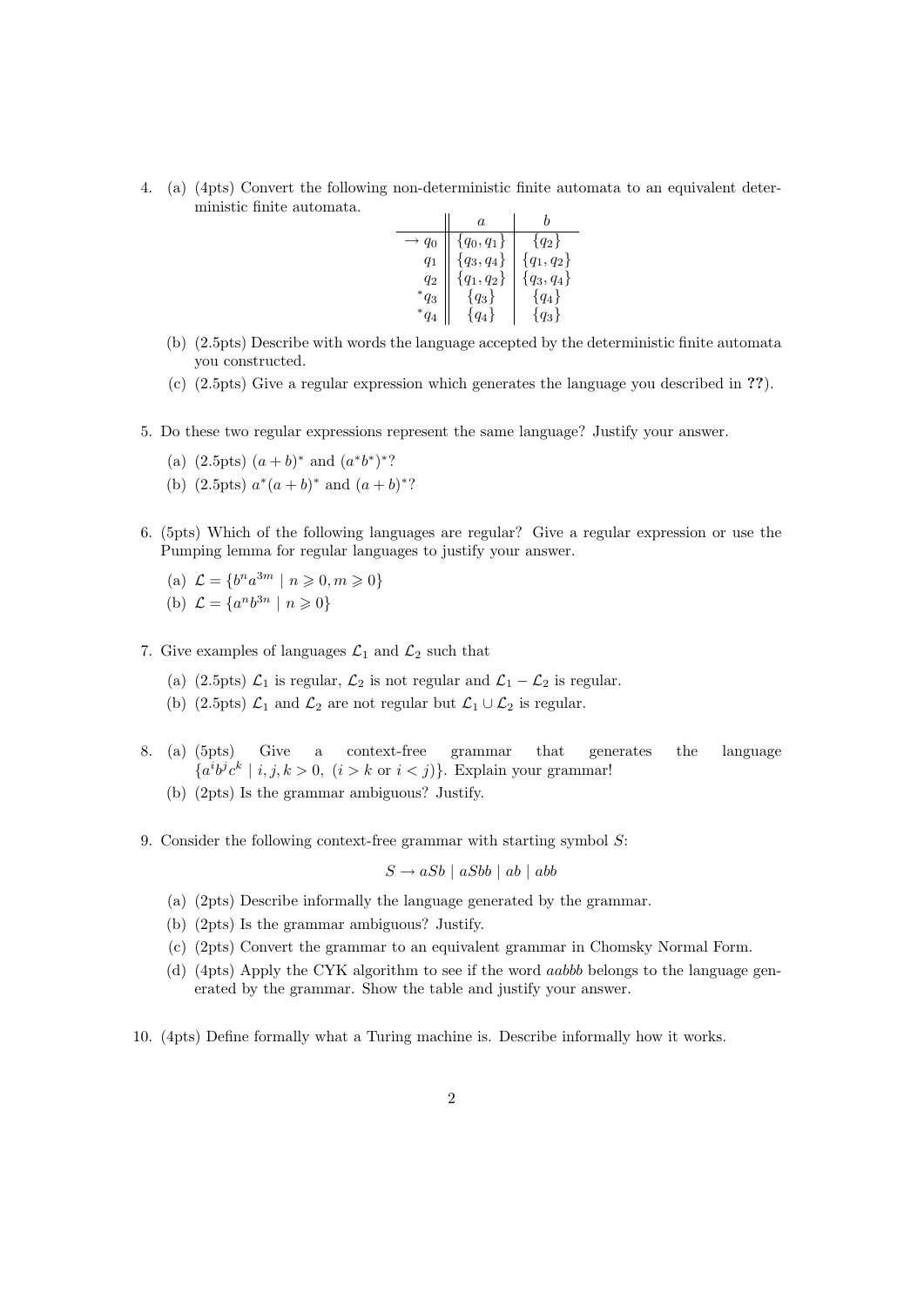4. (a) (4pts) Convert the following non-deterministic finite automata to an equivalent deterministic finite automata.

| | $a$ | $b$ |
|---|---|---|
| $\rightarrow q_0$ | $\{q_0, q_1\}$ | $\{q_2\}$ |
| $q_1$ | $\{q_3, q_4\}$ | $\{q_1, q_2\}$ |
| $q_2$ | $\{q_1, q_2\}$ | $\{q_3, q_4\}$ |
| ${}^*q_3$ | $\{q_3\}$ | $\{q_4\}$ |
| ${}^*q_4$ | $\{q_4\}$ | $\{q_3\}$ |

   (b) (2.5pts) Describe with words the language accepted by the deterministic finite automata you constructed.

   (c) (2.5pts) Give a regular expression which generates the language you described in **??**).

5. Do these two regular expressions represent the same language? Justify your answer.

   (a) (2.5pts) $(a + b)^*$ and $(a^*b^*)^*$?

   (b) (2.5pts) $a^*(a + b)^*$ and $(a + b)^*$?

6. (5pts) Which of the following languages are regular? Give a regular expression or use the Pumping lemma for regular languages to justify your answer.

   (a) $\mathcal{L} = \{b^n a^{3m} \mid n \geqslant 0, m \geqslant 0\}$

   (b) $\mathcal{L} = \{a^n b^{3n} \mid n \geqslant 0\}$

7. Give examples of languages $\mathcal{L}_1$ and $\mathcal{L}_2$ such that

   (a) (2.5pts) $\mathcal{L}_1$ is regular, $\mathcal{L}_2$ is not regular and $\mathcal{L}_1 - \mathcal{L}_2$ is regular.

   (b) (2.5pts) $\mathcal{L}_1$ and $\mathcal{L}_2$ are not regular but $\mathcal{L}_1 \cup \mathcal{L}_2$ is regular.

8. (a) (5pts) Give a context-free grammar that generates the language $\{a^i b^j c^k \mid i, j, k > 0,\ (i > k \text{ or } i < j)\}$. Explain your grammar!

   (b) (2pts) Is the grammar ambiguous? Justify.

9. Consider the following context-free grammar with starting symbol $S$:

$$S \rightarrow aSb \mid aSbb \mid ab \mid abb$$

   (a) (2pts) Describe informally the language generated by the grammar.

   (b) (2pts) Is the grammar ambiguous? Justify.

   (c) (2pts) Convert the grammar to an equivalent grammar in Chomsky Normal Form.

   (d) (4pts) Apply the CYK algorithm to see if the word $aabbb$ belongs to the language generated by the grammar. Show the table and justify your answer.

10. (4pts) Define formally what a Turing machine is. Describe informally how it works.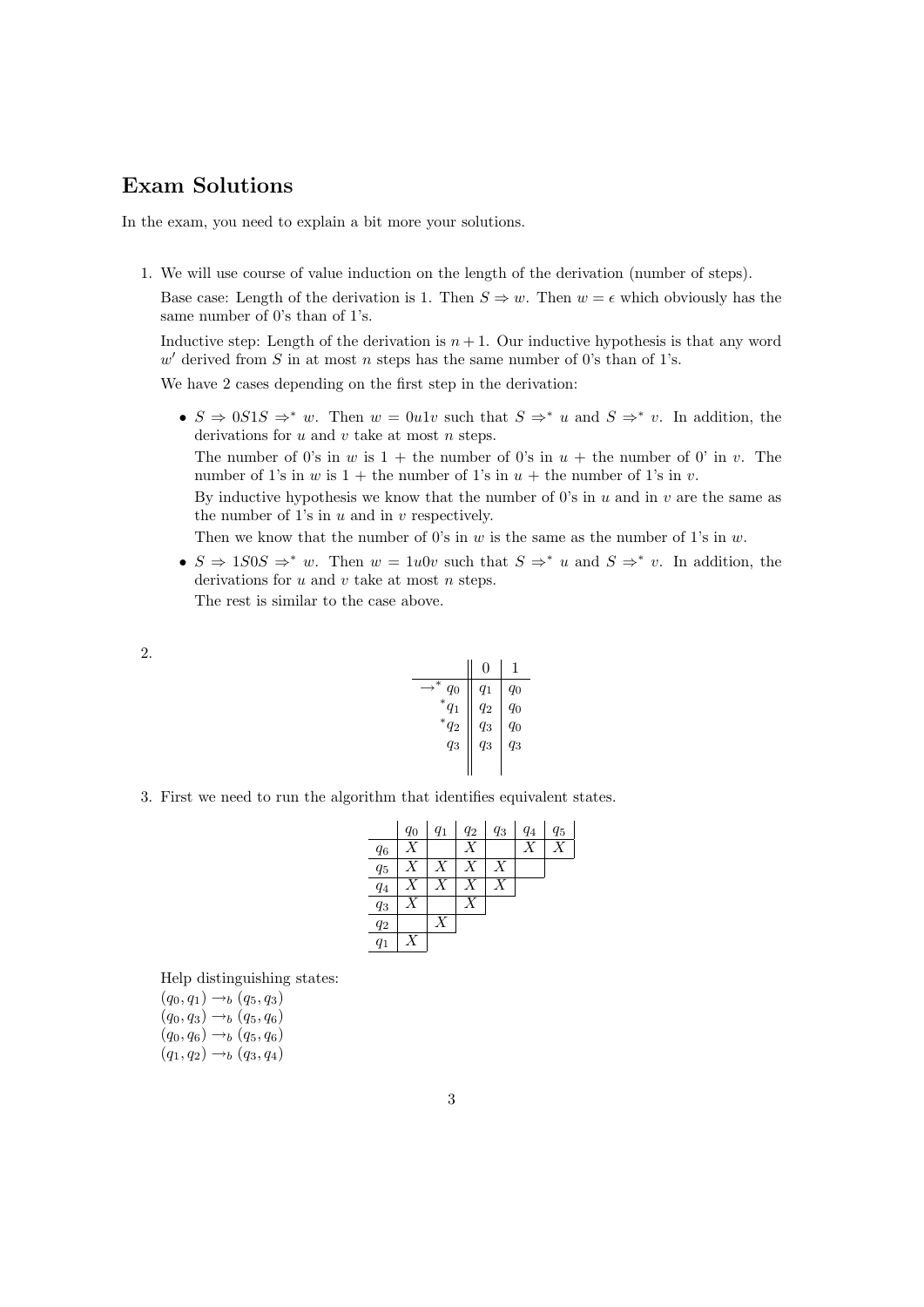## Exam Solutions

In the exam, you need to explain a bit more your solutions.

1. We will use course of value induction on the length of the derivation (number of steps).

   Base case: Length of the derivation is 1. Then $S \Rightarrow w$. Then $w = \epsilon$ which obviously has the same number of 0's than of 1's.

   Inductive step: Length of the derivation is $n + 1$. Our inductive hypothesis is that any word $w'$ derived from $S$ in at most $n$ steps has the same number of 0's than of 1's.

   We have 2 cases depending on the first step in the derivation:

   - $S \Rightarrow 0S1S \Rightarrow^* w$. Then $w = 0u1v$ such that $S \Rightarrow^* u$ and $S \Rightarrow^* v$. In addition, the derivations for $u$ and $v$ take at most $n$ steps.

     The number of 0's in $w$ is 1 + the number of 0's in $u$ + the number of 0' in $v$. The number of 1's in $w$ is 1 + the number of 1's in $u$ + the number of 1's in $v$.

     By inductive hypothesis we know that the number of 0's in $u$ and in $v$ are the same as the number of 1's in $u$ and in $v$ respectively.

     Then we know that the number of 0's in $w$ is the same as the number of 1's in $w$.

   - $S \Rightarrow 1S0S \Rightarrow^* w$. Then $w = 1u0v$ such that $S \Rightarrow^* u$ and $S \Rightarrow^* v$. In addition, the derivations for $u$ and $v$ take at most $n$ steps.

     The rest is similar to the case above.

2. 

| | 0 | 1 |
|---|---|---|
| $\rightarrow^* q_0$ | $q_1$ | $q_0$ |
| $^*q_1$ | $q_2$ | $q_0$ |
| $^*q_2$ | $q_3$ | $q_0$ |
| $q_3$ | $q_3$ | $q_3$ |

3. First we need to run the algorithm that identifies equivalent states.

| | $q_0$ | $q_1$ | $q_2$ | $q_3$ | $q_4$ | $q_5$ |
|---|---|---|---|---|---|---|
| $q_6$ | $X$ | | $X$ | | $X$ | $X$ |
| $q_5$ | $X$ | $X$ | $X$ | $X$ | | |
| $q_4$ | $X$ | $X$ | $X$ | $X$ | | |
| $q_3$ | $X$ | | $X$ | | | |
| $q_2$ | | $X$ | | | | |
| $q_1$ | $X$ | | | | | |

   Help distinguishing states:
   $(q_0, q_1) \rightarrow_b (q_5, q_3)$
   $(q_0, q_3) \rightarrow_b (q_5, q_6)$
   $(q_0, q_6) \rightarrow_b (q_5, q_6)$
   $(q_1, q_2) \rightarrow_b (q_3, q_4)$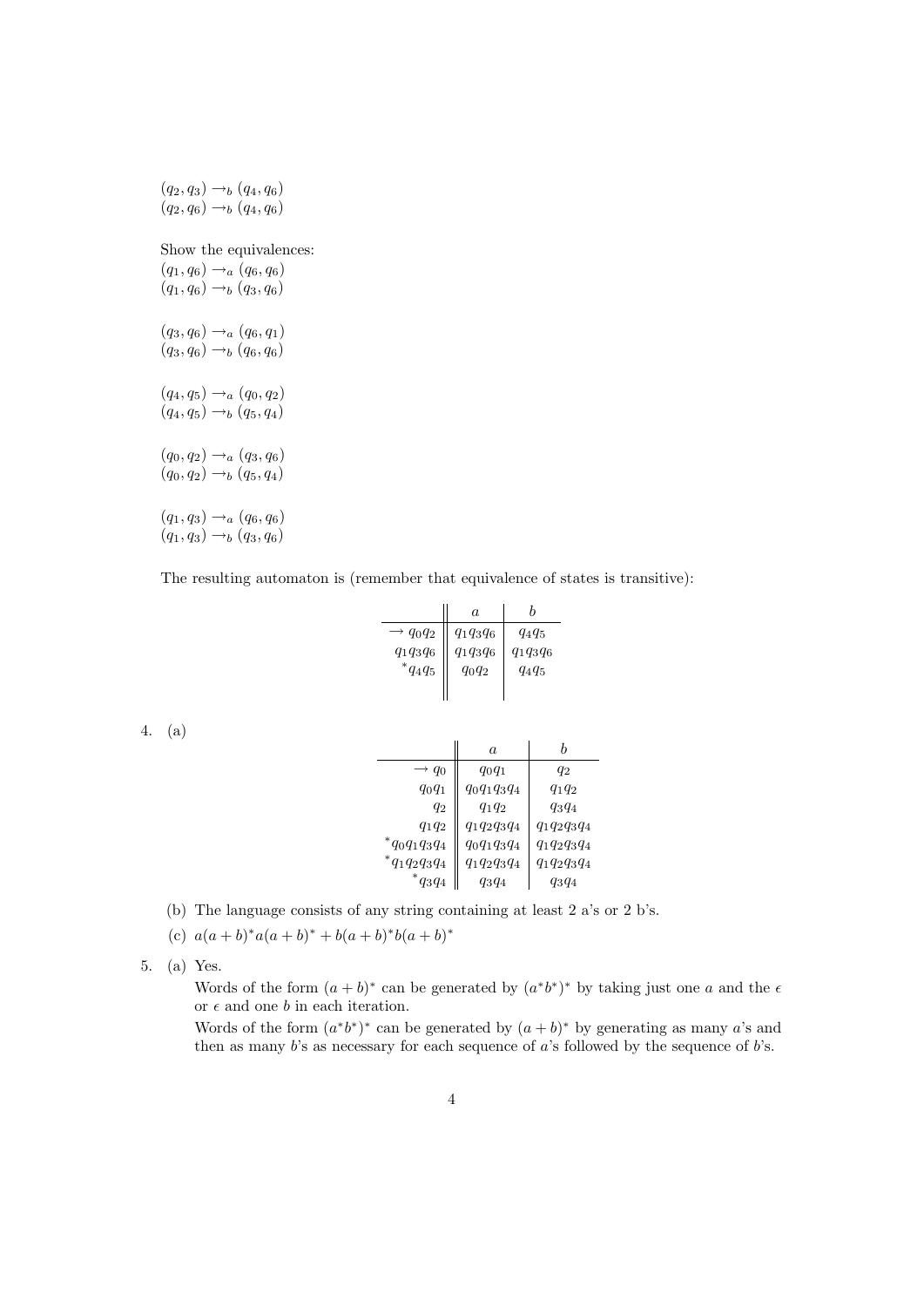$(q_2, q_3) \rightarrow_b (q_4, q_6)$
$(q_2, q_6) \rightarrow_b (q_4, q_6)$

Show the equivalences:
$(q_1, q_6) \rightarrow_a (q_6, q_6)$
$(q_1, q_6) \rightarrow_b (q_3, q_6)$

$(q_3, q_6) \rightarrow_a (q_6, q_1)$
$(q_3, q_6) \rightarrow_b (q_6, q_6)$

$(q_4, q_5) \rightarrow_a (q_0, q_2)$
$(q_4, q_5) \rightarrow_b (q_5, q_4)$

$(q_0, q_2) \rightarrow_a (q_3, q_6)$
$(q_0, q_2) \rightarrow_b (q_5, q_4)$

$(q_1, q_3) \rightarrow_a (q_6, q_6)$
$(q_1, q_3) \rightarrow_b (q_3, q_6)$

The resulting automaton is (remember that equivalence of states is transitive):

| | $a$ | $b$ |
|---|---|---|
| $\rightarrow q_0q_2$ | $q_1q_3q_6$ | $q_4q_5$ |
| $q_1q_3q_6$ | $q_1q_3q_6$ | $q_1q_3q_6$ |
| $^*q_4q_5$ | $q_0q_2$ | $q_4q_5$ |

4. (a)

| | $a$ | $b$ |
|---|---|---|
| $\rightarrow q_0$ | $q_0q_1$ | $q_2$ |
| $q_0q_1$ | $q_0q_1q_3q_4$ | $q_1q_2$ |
| $q_2$ | $q_1q_2$ | $q_3q_4$ |
| $q_1q_2$ | $q_1q_2q_3q_4$ | $q_1q_2q_3q_4$ |
| $^*q_0q_1q_3q_4$ | $q_0q_1q_3q_4$ | $q_1q_2q_3q_4$ |
| $^*q_1q_2q_3q_4$ | $q_1q_2q_3q_4$ | $q_1q_2q_3q_4$ |
| $^*q_3q_4$ | $q_3q_4$ | $q_3q_4$ |

(b) The language consists of any string containing at least 2 a's or 2 b's.

(c) $a(a+b)^*a(a+b)^* + b(a+b)^*b(a+b)^*$

5. (a) Yes.

Words of the form $(a+b)^*$ can be generated by $(a^*b^*)^*$ by taking just one $a$ and the $\epsilon$ or $\epsilon$ and one $b$ in each iteration.

Words of the form $(a^*b^*)^*$ can be generated by $(a+b)^*$ by generating as many $a$'s and then as many $b$'s as necessary for each sequence of $a$'s followed by the sequence of $b$'s.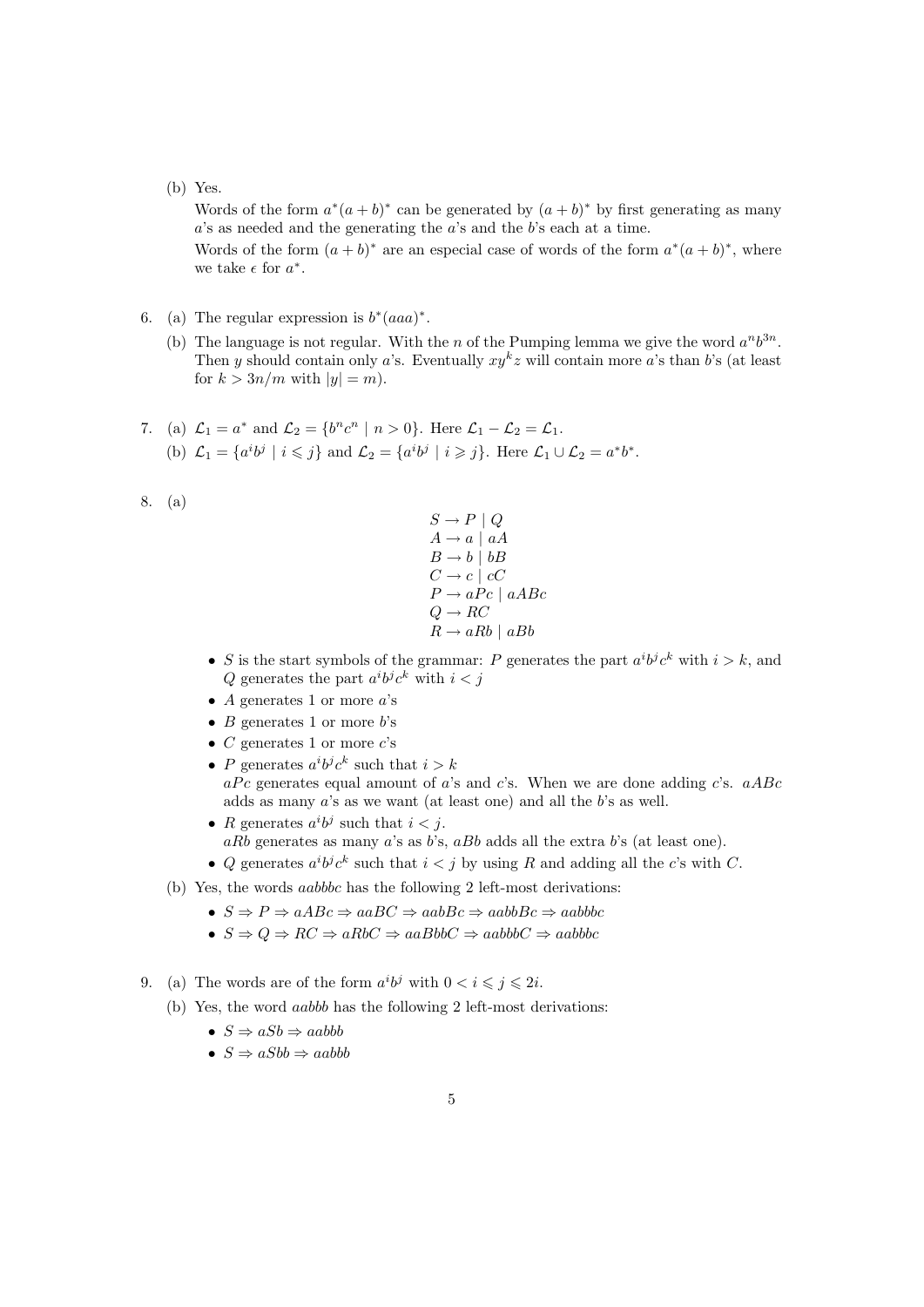(b) Yes.

Words of the form $a^*(a+b)^*$ can be generated by $(a+b)^*$ by first generating as many $a$'s as needed and the generating the $a$'s and the $b$'s each at a time.

Words of the form $(a+b)^*$ are an especial case of words of the form $a^*(a+b)^*$, where we take $\epsilon$ for $a^*$.

6. (a) The regular expression is $b^*(aaa)^*$.

   (b) The language is not regular. With the $n$ of the Pumping lemma we give the word $a^n b^{3n}$. Then $y$ should contain only $a$'s. Eventually $xy^k z$ will contain more $a$'s than $b$'s (at least for $k > 3n/m$ with $|y| = m$).

7. (a) $\mathcal{L}_1 = a^*$ and $\mathcal{L}_2 = \{b^n c^n \mid n > 0\}$. Here $\mathcal{L}_1 - \mathcal{L}_2 = \mathcal{L}_1$.

   (b) $\mathcal{L}_1 = \{a^i b^j \mid i \leqslant j\}$ and $\mathcal{L}_2 = \{a^i b^j \mid i \geqslant j\}$. Here $\mathcal{L}_1 \cup \mathcal{L}_2 = a^* b^*$.

8. (a)

$$
\begin{aligned}
S &\to P \mid Q \\
A &\to a \mid aA \\
B &\to b \mid bB \\
C &\to c \mid cC \\
P &\to aPc \mid aABc \\
Q &\to RC \\
R &\to aRb \mid aBb
\end{aligned}
$$

   - $S$ is the start symbols of the grammar: $P$ generates the part $a^i b^j c^k$ with $i > k$, and $Q$ generates the part $a^i b^j c^k$ with $i < j$
   - $A$ generates 1 or more $a$'s
   - $B$ generates 1 or more $b$'s
   - $C$ generates 1 or more $c$'s
   - $P$ generates $a^i b^j c^k$ such that $i > k$
     $aPc$ generates equal amount of $a$'s and $c$'s. When we are done adding $c$'s. $aABc$ adds as many $a$'s as we want (at least one) and all the $b$'s as well.
   - $R$ generates $a^i b^j$ such that $i < j$.
     $aRb$ generates as many $a$'s as $b$'s, $aBb$ adds all the extra $b$'s (at least one).
   - $Q$ generates $a^i b^j c^k$ such that $i < j$ by using $R$ and adding all the $c$'s with $C$.

   (b) Yes, the words $aabbbc$ has the following 2 left-most derivations:

   - $S \Rightarrow P \Rightarrow aABc \Rightarrow aaBC \Rightarrow aabBc \Rightarrow aabbBc \Rightarrow aabbbc$
   - $S \Rightarrow Q \Rightarrow RC \Rightarrow aRbC \Rightarrow aaBbbC \Rightarrow aabbbC \Rightarrow aabbbc$

9. (a) The words are of the form $a^i b^j$ with $0 < i \leqslant j \leqslant 2i$.

   (b) Yes, the word $aabbb$ has the following 2 left-most derivations:

   - $S \Rightarrow aSb \Rightarrow aabbb$
   - $S \Rightarrow aSbb \Rightarrow aabbb$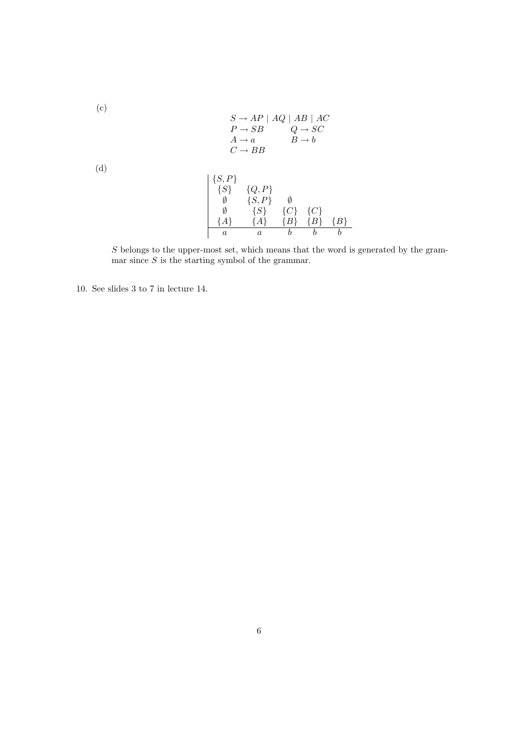(c)

$$
\begin{array}{ll}
S \to AP \mid AQ \mid AB \mid AC & \\
P \to SB & Q \to SC \\
A \to a & B \to b \\
C \to BB &
\end{array}
$$

(d)

| | | | | |
|---|---|---|---|---|
| $\{S, P\}$ | | | | |
| $\{S\}$ | $\{Q, P\}$ | | | |
| $\emptyset$ | $\{S, P\}$ | $\emptyset$ | | |
| $\emptyset$ | $\{S\}$ | $\{C\}$ | $\{C\}$ | |
| $\{A\}$ | $\{A\}$ | $\{B\}$ | $\{B\}$ | $\{B\}$ |
| $a$ | $a$ | $b$ | $b$ | $b$ |

$S$ belongs to the upper-most set, which means that the word is generated by the grammar since $S$ is the starting symbol of the grammar.

10. See slides 3 to 7 in lecture 14.